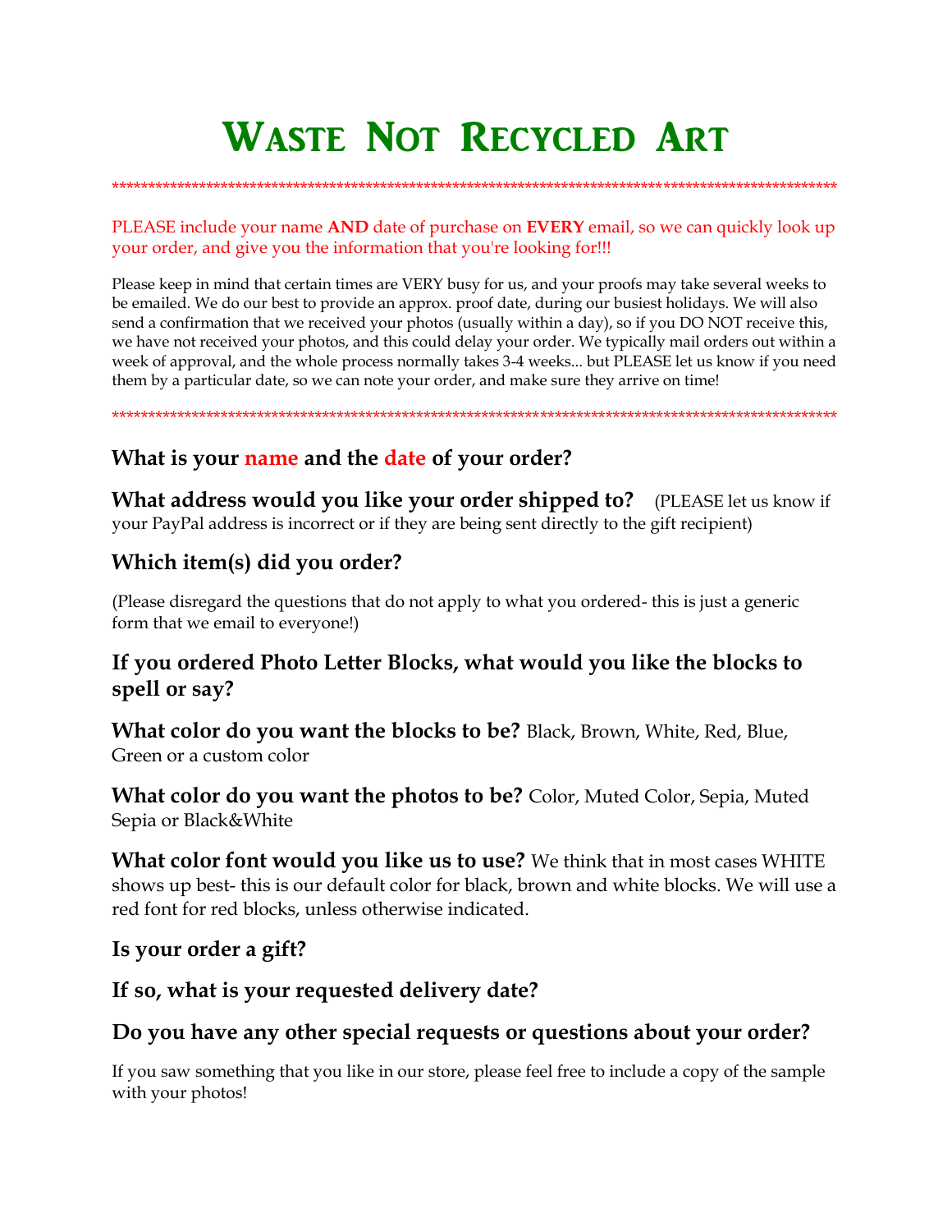# Waste Not Recycled Art

*****************************************************************************************************

PLEASE include your name **AND** date of purchase on **EVERY** email, so we can quickly look up your order, and give you the information that you're looking for!!!

Please keep in mind that certain times are VERY busy for us, and your proofs may take several weeks to be emailed. We do our best to provide an approx. proof date, during our busiest holidays. We will also send a confirmation that we received your photos (usually within a day), so if you DO NOT receive this, we have not received your photos, and this could delay your order. We typically mail orders out within a week of approval, and the whole process normally takes 3-4 weeks... but PLEASE let us know if you need them by a particular date, so we can note your order, and make sure they arrive on time!

*****************************************************************************************************

### What is your name and the date of your order?

**What address would you like your order shipped to?** (PLEASE let us know if your PayPal address is incorrect or if they are being sent directly to the gift recipient)

### Which item(s) did you order?

(Please disregard the questions that do not apply to what you ordered- this is just a generic form that we email to everyone!)

### If you ordered Photo Letter Blocks, what would you like the blocks to spell or say?

**What color do you want the blocks to be?** Black, Brown, White, Red, Blue, Green or a custom color

**What color do you want the photos to be?** Color, Muted Color, Sepia, Muted Sepia or Black&White

**What color font would you like us to use?** We think that in most cases WHITE shows up best- this is our default color for black, brown and white blocks. We will use a red font for red blocks, unless otherwise indicated.

### Is your order a gift?

### If so, what is your requested delivery date?

### Do you have any other special requests or questions about your order?

If you saw something that you like in our store, please feel free to include a copy of the sample with your photos!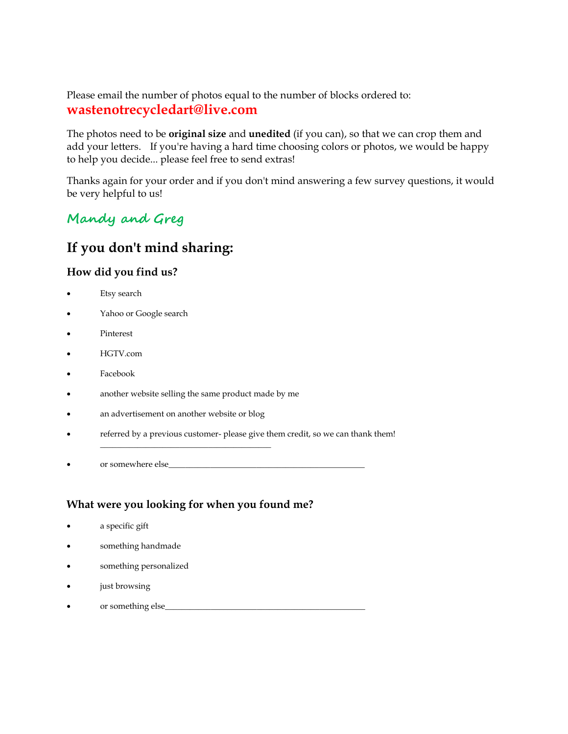Please email the number of photos equal to the number of blocks ordered to:
**wastenotrecycledart@live.com**

The photos need to be **original size** and **unedited** (if you can), so that we can crop them and add your letters. If you're having a hard time choosing colors or photos, we would be happy to help you decide... please feel free to send extras!

Thanks again for your order and if you don't mind answering a few survey questions, it would be very helpful to us!

*Mandy and Greg*

## If you don't mind sharing:

### How did you find us?

- Etsy search
- Yahoo or Google search
- Pinterest
- HGTV.com
- Facebook
- another website selling the same product made by me
- an advertisement on another website or blog
- referred by a previous customer- please give them credit, so we can thank them! ________________________________________
- or somewhere else______________________________________________

### What were you looking for when you found me?

- a specific gift
- something handmade
- something personalized
- just browsing
- or something else______________________________________________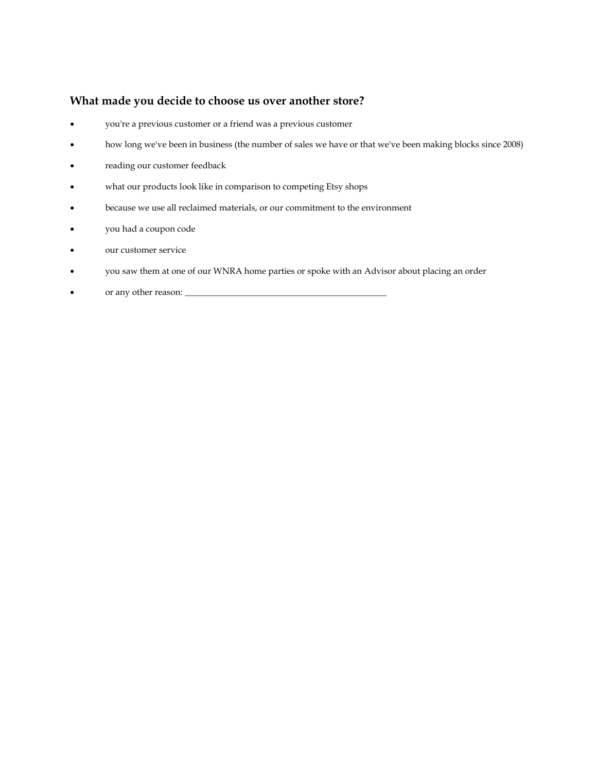### What made you decide to choose us over another store?

- you're a previous customer or a friend was a previous customer
- how long we've been in business (the number of sales we have or that we've been making blocks since 2008)
- reading our customer feedback
- what our products look like in comparison to competing Etsy shops
- because we use all reclaimed materials, or our commitment to the environment
- you had a coupon code
- our customer service
- you saw them at one of our WNRA home parties or spoke with an Advisor about placing an order
- or any other reason: _____________________________________________